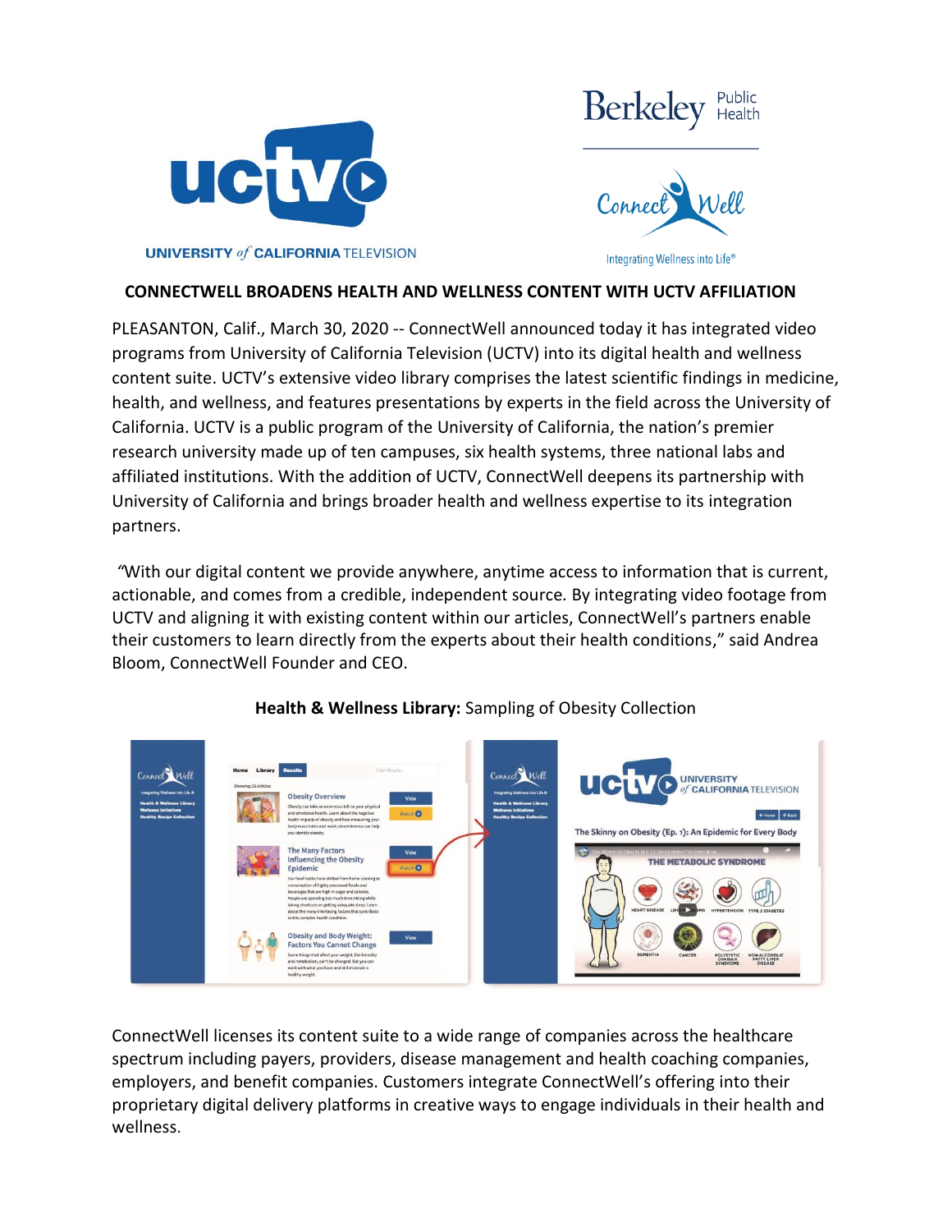# CONNECTWELL BROADENS HEALTH AND WELLNESS CONTENT WITH UCTV AFFILIATION

PLEASANTON, Calif., March 30, 2020 -- ConnectWell announced today it has integrated video programs from University of California Television (UCTV) into its digital health and wellness content suite. UCTV's extensive video library comprises the latest scientific findings in medicine, health, and wellness, and features presentations by experts in the field across the University of California. UCTV is a public program of the University of California, the nation's premier research university made up of ten campuses, six health systems, three national labs and affiliated institutions. With the addition of UCTV, ConnectWell deepens its partnership with University of California and brings broader health and wellness expertise to its integration partners.

"With our digital content we provide anywhere, anytime access to information that is current, actionable, and comes from a credible, independent source. By integrating video footage from UCTV and aligning it with existing content within our articles, ConnectWell's partners enable their customers to learn directly from the experts about their health conditions," said Andrea Bloom, ConnectWell Founder and CEO.

**Health & Wellness Library:** Sampling of Obesity Collection

ConnectWell licenses its content suite to a wide range of companies across the healthcare spectrum including payers, providers, disease management and health coaching companies, employers, and benefit companies. Customers integrate ConnectWell's offering into their proprietary digital delivery platforms in creative ways to engage individuals in their health and wellness.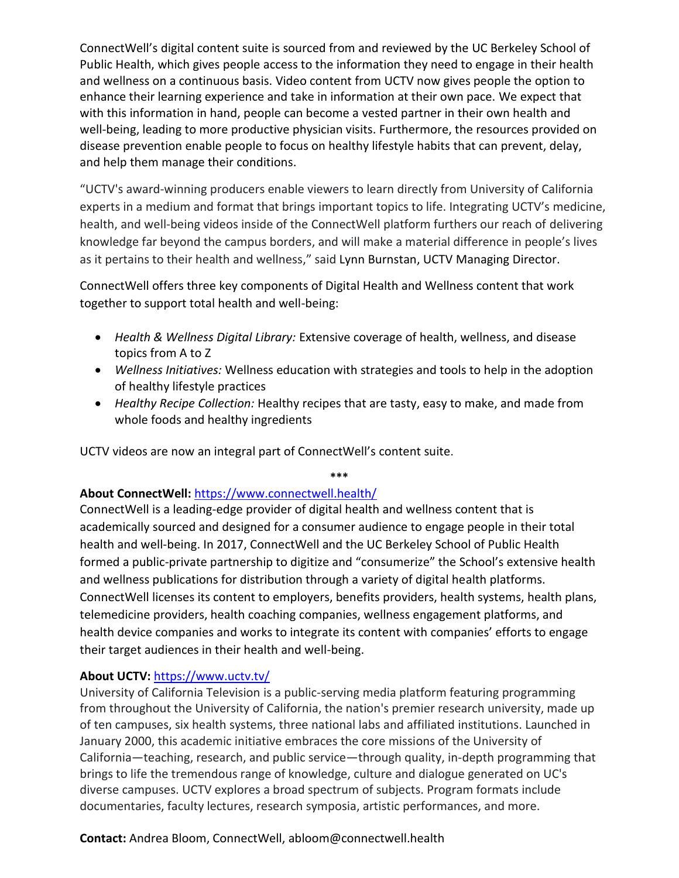ConnectWell's digital content suite is sourced from and reviewed by the UC Berkeley School of Public Health, which gives people access to the information they need to engage in their health and wellness on a continuous basis. Video content from UCTV now gives people the option to enhance their learning experience and take in information at their own pace. We expect that with this information in hand, people can become a vested partner in their own health and well-being, leading to more productive physician visits. Furthermore, the resources provided on disease prevention enable people to focus on healthy lifestyle habits that can prevent, delay, and help them manage their conditions.

"UCTV's award-winning producers enable viewers to learn directly from University of California experts in a medium and format that brings important topics to life. Integrating UCTV's medicine, health, and well-being videos inside of the ConnectWell platform furthers our reach of delivering knowledge far beyond the campus borders, and will make a material difference in people's lives as it pertains to their health and wellness," said Lynn Burnstan, UCTV Managing Director.

ConnectWell offers three key components of Digital Health and Wellness content that work together to support total health and well-being:

- *Health & Wellness Digital Library:* Extensive coverage of health, wellness, and disease topics from A to Z
- *Wellness Initiatives:* Wellness education with strategies and tools to help in the adoption of healthy lifestyle practices
- *Healthy Recipe Collection:* Healthy recipes that are tasty, easy to make, and made from whole foods and healthy ingredients

UCTV videos are now an integral part of ConnectWell's content suite.

***

**About ConnectWell:** https://www.connectwell.health/
ConnectWell is a leading-edge provider of digital health and wellness content that is academically sourced and designed for a consumer audience to engage people in their total health and well-being. In 2017, ConnectWell and the UC Berkeley School of Public Health formed a public-private partnership to digitize and "consumerize" the School's extensive health and wellness publications for distribution through a variety of digital health platforms. ConnectWell licenses its content to employers, benefits providers, health systems, health plans, telemedicine providers, health coaching companies, wellness engagement platforms, and health device companies and works to integrate its content with companies' efforts to engage their target audiences in their health and well-being.

**About UCTV:** https://www.uctv.tv/
University of California Television is a public-serving media platform featuring programming from throughout the University of California, the nation's premier research university, made up of ten campuses, six health systems, three national labs and affiliated institutions. Launched in January 2000, this academic initiative embraces the core missions of the University of California—teaching, research, and public service—through quality, in-depth programming that brings to life the tremendous range of knowledge, culture and dialogue generated on UC's diverse campuses. UCTV explores a broad spectrum of subjects. Program formats include documentaries, faculty lectures, research symposia, artistic performances, and more.

**Contact:** Andrea Bloom, ConnectWell, abloom@connectwell.health